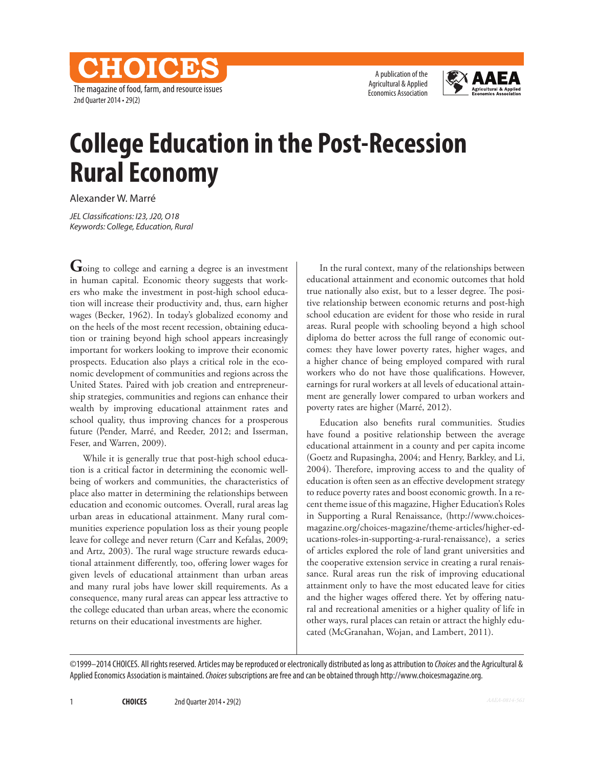# College Education in the Post-Recession Rural Economy

Alexander W. Marré

*JEL Classifications: I23, J20, O18*
*Keywords: College, Education, Rural*

Going to college and earning a degree is an investment in human capital. Economic theory suggests that workers who make the investment in post-high school education will increase their productivity and, thus, earn higher wages (Becker, 1962). In today's globalized economy and on the heels of the most recent recession, obtaining education or training beyond high school appears increasingly important for workers looking to improve their economic prospects. Education also plays a critical role in the economic development of communities and regions across the United States. Paired with job creation and entrepreneurship strategies, communities and regions can enhance their wealth by improving educational attainment rates and school quality, thus improving chances for a prosperous future (Pender, Marré, and Reeder, 2012; and Isserman, Feser, and Warren, 2009).

While it is generally true that post-high school education is a critical factor in determining the economic wellbeing of workers and communities, the characteristics of place also matter in determining the relationships between education and economic outcomes. Overall, rural areas lag urban areas in educational attainment. Many rural communities experience population loss as their young people leave for college and never return (Carr and Kefalas, 2009; and Artz, 2003). The rural wage structure rewards educational attainment differently, too, offering lower wages for given levels of educational attainment than urban areas and many rural jobs have lower skill requirements. As a consequence, many rural areas can appear less attractive to the college educated than urban areas, where the economic returns on their educational investments are higher.

In the rural context, many of the relationships between educational attainment and economic outcomes that hold true nationally also exist, but to a lesser degree. The positive relationship between economic returns and post-high school education are evident for those who reside in rural areas. Rural people with schooling beyond a high school diploma do better across the full range of economic outcomes: they have lower poverty rates, higher wages, and a higher chance of being employed compared with rural workers who do not have those qualifications. However, earnings for rural workers at all levels of educational attainment are generally lower compared to urban workers and poverty rates are higher (Marré, 2012).

Education also benefits rural communities. Studies have found a positive relationship between the average educational attainment in a county and per capita income (Goetz and Rupasingha, 2004; and Henry, Barkley, and Li, 2004). Therefore, improving access to and the quality of education is often seen as an effective development strategy to reduce poverty rates and boost economic growth. In a recent theme issue of this magazine, Higher Education's Roles in Supporting a Rural Renaissance, (http://www.choicesmagazine.org/choices-magazine/theme-articles/higher-educations-roles-in-supporting-a-rural-renaissance), a series of articles explored the role of land grant universities and the cooperative extension service in creating a rural renaissance. Rural areas run the risk of improving educational attainment only to have the most educated leave for cities and the higher wages offered there. Yet by offering natural and recreational amenities or a higher quality of life in other ways, rural places can retain or attract the highly educated (McGranahan, Wojan, and Lambert, 2011).

©1999–2014 CHOICES. All rights reserved. Articles may be reproduced or electronically distributed as long as attribution to *Choices* and the Agricultural & Applied Economics Association is maintained. *Choices* subscriptions are free and can be obtained through http://www.choicesmagazine.org.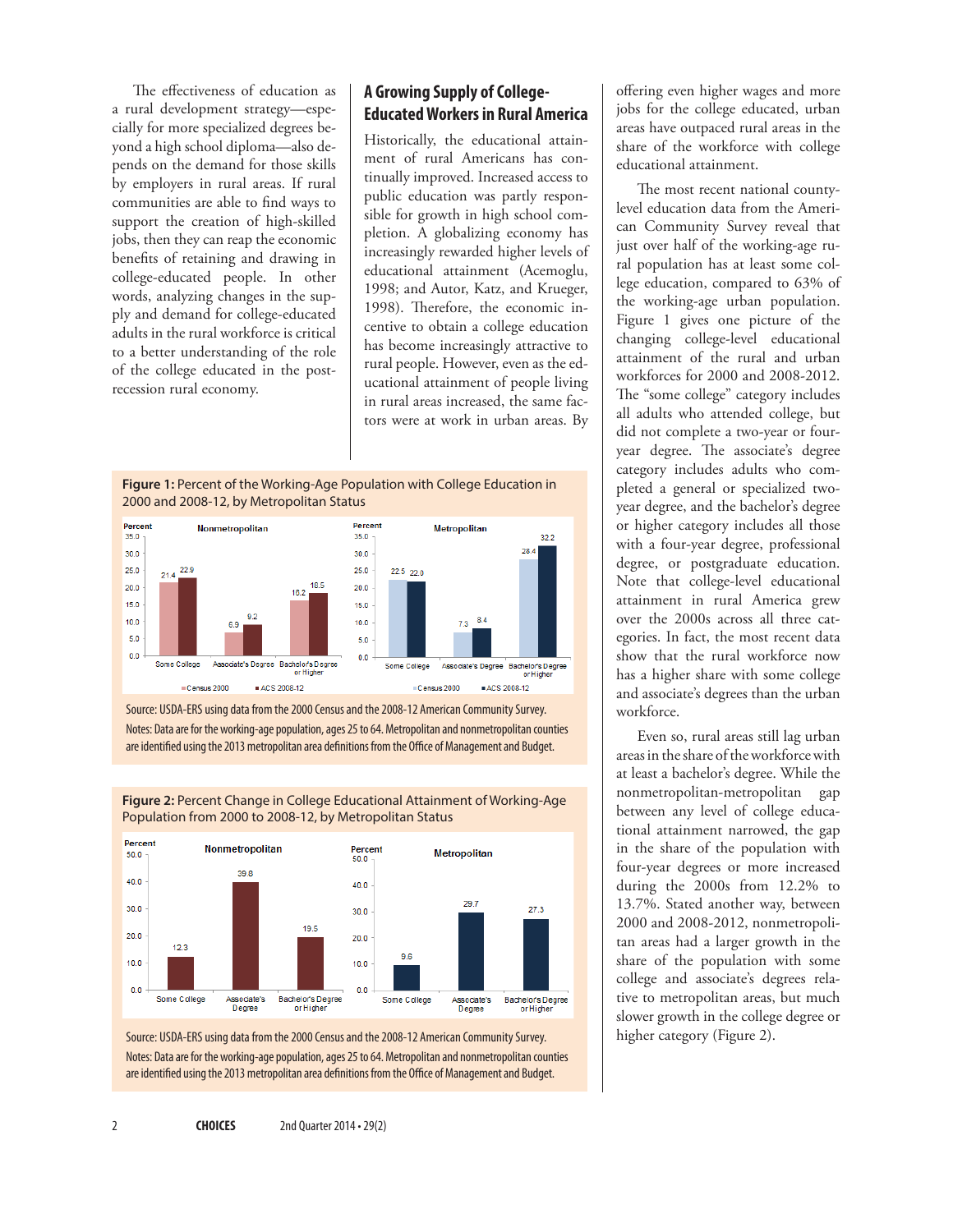The effectiveness of education as a rural development strategy—especially for more specialized degrees beyond a high school diploma—also depends on the demand for such skills by employers in rural areas. If rural communities are able to find ways to support the creation of high-skilled jobs, then they can reap the economic benefits of retaining and drawing in college-educated people. In other words, analyzing changes in the supply and demand for college-educated adults in the rural workforce is critical to a better understanding of the role of the college educated in the post-recession rural economy.

## A Growing Supply of College-Educated Workers in Rural America

Historically, the educational attainment of rural Americans has continually improved. Increased access to public education was partly responsible for growth in high school completion. A globalizing economy has increasingly rewarded higher levels of educational attainment (Acemoglu, 1998; and Autor, Katz, and Krueger, 1998). Therefore, the economic incentive to obtain a college education has become increasingly attractive to rural people. However, even as the educational attainment of people living in rural areas increased, the same factors were at work in urban areas. By offering even higher wages and more jobs for the college educated, urban areas have outpaced rural areas in the share of the workforce with college educational attainment.

The most recent national county-level education data from the American Community Survey reveal that just over half of the working-age rural population has at least some college education, compared to 63% of the working-age urban population. Figure 1 gives one picture of the changing college-level educational attainment of the rural and urban workforces for 2000 and 2008-2012. The "some college" category includes all adults who attended college, but did not complete a two-year or four-year degree. The associate's degree category includes adults who completed a general or specialized two-year degree, and the bachelor's degree or higher category includes all those with a four-year degree, professional degree, or postgraduate education. Note that college-level educational attainment in rural America grew over the 2000s across all three categories. In fact, the most recent data show that the rural workforce now has a higher share with some college and associate's degrees than the urban workforce.

Even so, rural areas still lag urban areas in the share of the workforce with at least a bachelor's degree. While the nonmetropolitan-metropolitan gap between any level of college educational attainment narrowed, the gap in the share of the population with four-year degrees or more increased during the 2000s from 12.2% to 13.7%. Stated another way, between 2000 and 2008-2012, nonmetropolitan areas had a larger growth in the share of the population with some college and associate's degrees relative to metropolitan areas, but much slower growth in the college degree or higher category (Figure 2).

**Figure 1:** Percent of the Working-Age Population with College Education in 2000 and 2008-12, by Metropolitan Status

| Category | Nonmetropolitan: Census 2000 | Nonmetropolitan: ACS 2008-12 | Metropolitan: Census 2000 | Metropolitan: ACS 2008-12 |
|---|---|---|---|---|
| Some College | 21.4 | 22.9 | 22.5 | 22.0 |
| Associate's Degree | 6.9 | 9.2 | 7.3 | 8.4 |
| Bachelor's Degree or Higher | 16.2 | 18.5 | 28.4 | 32.2 |

Source: USDA-ERS using data from the 2000 Census and the 2008-12 American Community Survey.

Notes: Data are for the working-age population, ages 25 to 64. Metropolitan and nonmetropolitan counties are identified using the 2013 metropolitan area definitions from the Office of Management and Budget.

**Figure 2:** Percent Change in College Educational Attainment of Working-Age Population from 2000 to 2008-12, by Metropolitan Status

| Category | Nonmetropolitan | Metropolitan |
|---|---|---|
| Some College | 12.3 | 9.6 |
| Associate's Degree | 39.8 | 29.7 |
| Bachelor's Degree or Higher | 19.5 | 27.3 |

Source: USDA-ERS using data from the 2000 Census and the 2008-12 American Community Survey.

Notes: Data are for the working-age population, ages 25 to 64. Metropolitan and nonmetropolitan counties are identified using the 2013 metropolitan area definitions from the Office of Management and Budget.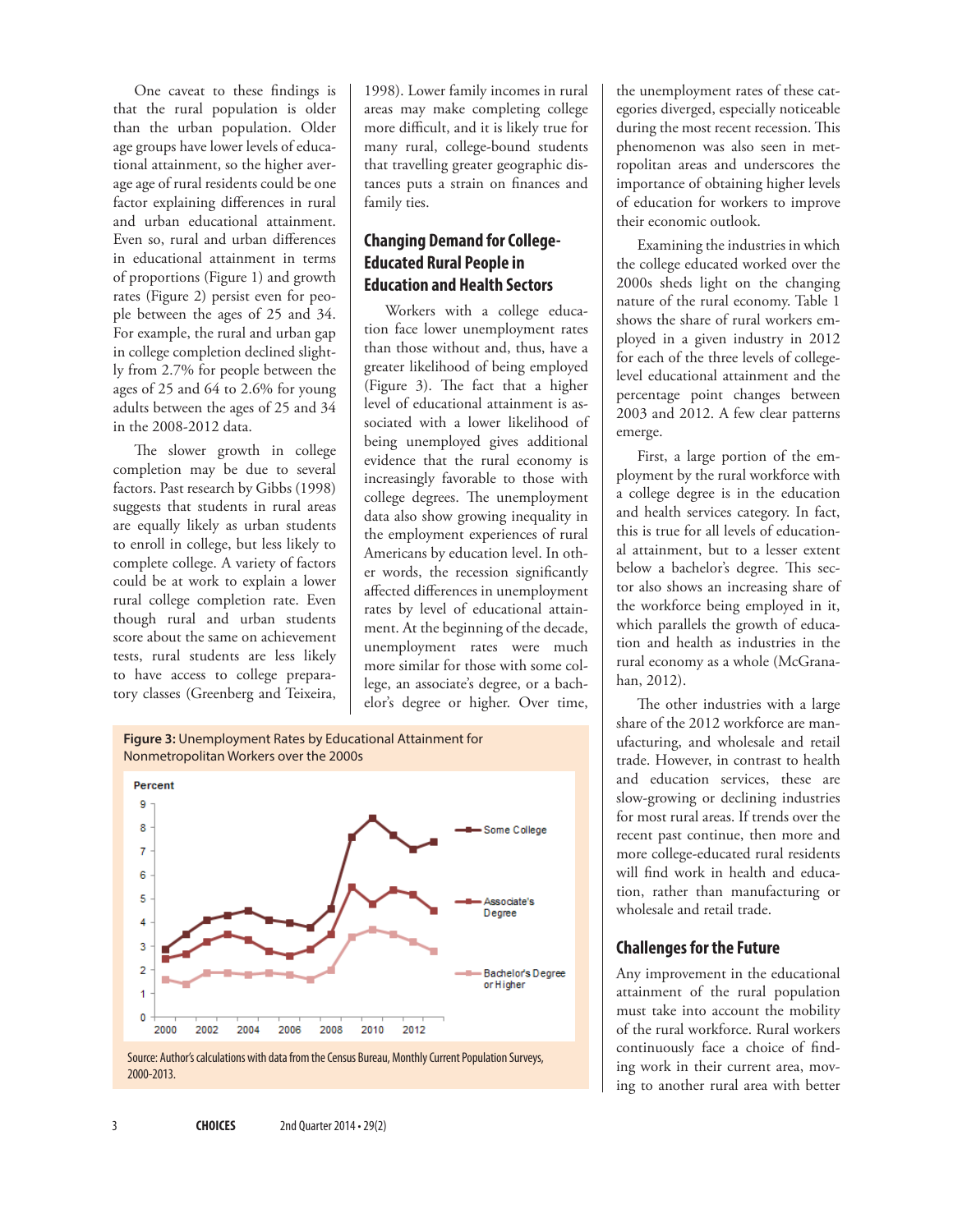One caveat to these findings is that the rural population is older than the urban population. Older age groups have lower levels of educational attainment, so the higher average age of rural residents could be one factor explaining differences in rural and urban educational attainment. Even so, rural and urban differences in educational attainment in terms of proportions (Figure 1) and growth rates (Figure 2) persist even for people between the ages of 25 and 34. For example, the rural and urban gap in college completion declined slightly from 2.7% for people between the ages of 25 and 64 to 2.6% for young adults between the ages of 25 and 34 in the 2008-2012 data.

The slower growth in college completion may be due to several factors. Past research by Gibbs (1998) suggests that students in rural areas are equally likely as urban students to enroll in college, but less likely to complete college. A variety of factors could be at work to explain a lower rural college completion rate. Even though rural and urban students score about the same on achievement tests, rural students are less likely to have access to college preparatory classes (Greenberg and Teixeira, 1998). Lower family incomes in rural areas may make completing college more difficult, and it is likely true for many rural, college-bound students that travelling greater geographic distances puts a strain on finances and family ties.

## Changing Demand for College-Educated Rural People in Education and Health Sectors

Workers with a college education face lower unemployment rates than those without and, thus, have a greater likelihood of being employed (Figure 3). The fact that a higher level of educational attainment is associated with a lower likelihood of being unemployed gives additional evidence that the rural economy is increasingly favorable to those with college degrees. The unemployment data also show growing inequality in the employment experiences of rural Americans by education level. In other words, the recession significantly affected differences in unemployment rates by level of educational attainment. At the beginning of the decade, unemployment rates were much more similar for those with some college, an associate's degree, or a bachelor's degree or higher. Over time, the unemployment rates of these categories diverged, especially noticeable during the most recent recession. This phenomenon was also seen in metropolitan areas and underscores the importance of obtaining higher levels of education for workers to improve their economic outlook.

**Figure 3:** Unemployment Rates by Educational Attainment for Nonmetropolitan Workers over the 2000s

Percent
9
8
7
6
5
4
3
2
1
0
2000
2002
2004
2006
2008
2010
2012
Some College
Associate's Degree
Bachelor's Degree or Higher

Source: Author's calculations with data from the Census Bureau, Monthly Current Population Surveys, 2000-2013.

Examining the industries in which the college educated worked over the 2000s sheds light on the changing nature of the rural economy. Table 1 shows the share of rural workers employed in a given industry in 2012 for each of the three levels of college-level educational attainment and the percentage point changes between 2003 and 2012. A few clear patterns emerge.

First, a large portion of the employment by the rural workforce with a college degree is in the education and health services category. In fact, this is true for all levels of educational attainment, but to a lesser extent below a bachelor's degree. This sector also shows an increasing share of the workforce being employed in it, which parallels the growth of education and health as industries in the rural economy as a whole (McGranahan, 2012).

The other industries with a large share of the 2012 workforce are manufacturing, and wholesale and retail trade. However, in contrast to health and education services, these are slow-growing or declining industries for most rural areas. If trends over the recent past continue, then more and more college-educated rural residents will find work in health and education, rather than manufacturing or wholesale and retail trade.

## Challenges for the Future

Any improvement in the educational attainment of the rural population must take into account the mobility of the rural workforce. Rural workers continuously face a choice of finding work in their current area, moving to another rural area with better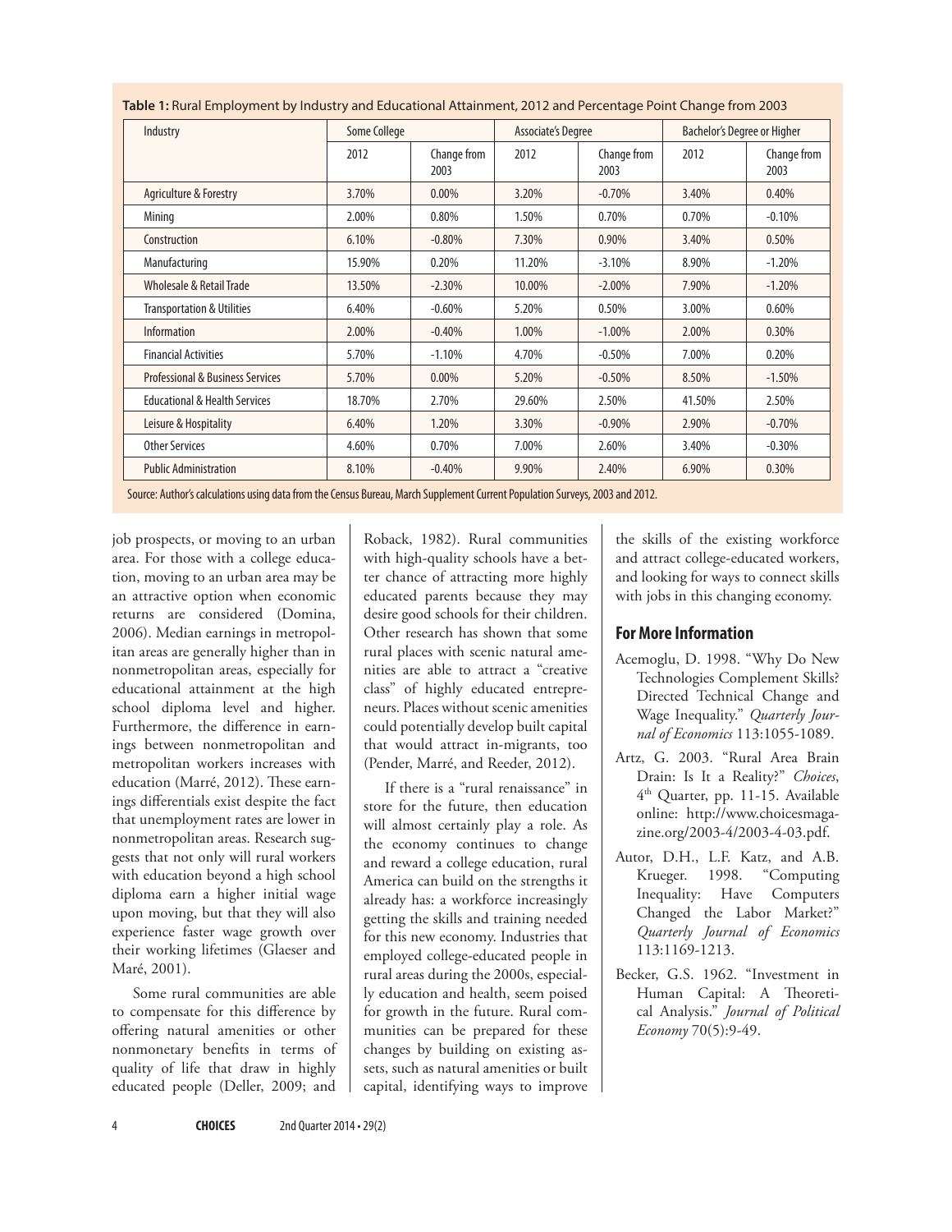**Table 1:** Rural Employment by Industry and Educational Attainment, 2012 and Percentage Point Change from 2003

| Industry | Some College | | Associate's Degree | | Bachelor's Degree or Higher | |
|---|---|---|---|---|---|---|
| | 2012 | Change from 2003 | 2012 | Change from 2003 | 2012 | Change from 2003 |
| Agriculture & Forestry | 3.70% | 0.00% | 3.20% | -0.70% | 3.40% | 0.40% |
| Mining | 2.00% | 0.80% | 1.50% | 0.70% | 0.70% | -0.10% |
| Construction | 6.10% | -0.80% | 7.30% | 0.90% | 3.40% | 0.50% |
| Manufacturing | 15.90% | 0.20% | 11.20% | -3.10% | 8.90% | -1.20% |
| Wholesale & Retail Trade | 13.50% | -2.30% | 10.00% | -2.00% | 7.90% | -1.20% |
| Transportation & Utilities | 6.40% | -0.60% | 5.20% | 0.50% | 3.00% | 0.60% |
| Information | 2.00% | -0.40% | 1.00% | -1.00% | 2.00% | 0.30% |
| Financial Activities | 5.70% | -1.10% | 4.70% | -0.50% | 7.00% | 0.20% |
| Professional & Business Services | 5.70% | 0.00% | 5.20% | -0.50% | 8.50% | -1.50% |
| Educational & Health Services | 18.70% | 2.70% | 29.60% | 2.50% | 41.50% | 2.50% |
| Leisure & Hospitality | 6.40% | 1.20% | 3.30% | -0.90% | 2.90% | -0.70% |
| Other Services | 4.60% | 0.70% | 7.00% | 2.60% | 3.40% | -0.30% |
| Public Administration | 8.10% | -0.40% | 9.90% | 2.40% | 6.90% | 0.30% |

Source: Author's calculations using data from the Census Bureau, March Supplement Current Population Surveys, 2003 and 2012.

job prospects, or moving to an urban area. For those with a college education, moving to an urban area may be an attractive option when economic returns are considered (Domina, 2006). Median earnings in metropolitan areas are generally higher than in nonmetropolitan areas, especially for educational attainment at the high school diploma level and higher. Furthermore, the difference in earnings between nonmetropolitan and metropolitan workers increases with education (Marré, 2012). These earnings differentials exist despite the fact that unemployment rates are lower in nonmetropolitan areas. Research suggests that not only will rural workers with education beyond a high school diploma earn a higher initial wage upon moving, but that they will also experience faster wage growth over their working lifetimes (Glaeser and Maré, 2001).

Some rural communities are able to compensate for this difference by offering natural amenities or other nonmonetary benefits in terms of quality of life that draw in highly educated people (Deller, 2009; and Roback, 1982). Rural communities with high-quality schools have a better chance of attracting more highly educated parents because they may desire good schools for their children. Other research has shown that some rural places with scenic natural amenities are able to attract a "creative class" of highly educated entrepreneurs. Places without scenic amenities could potentially develop built capital that would attract in-migrants, too (Pender, Marré, and Reeder, 2012).

If there is a "rural renaissance" in store for the future, then education will almost certainly play a role. As the economy continues to change and reward a college education, rural America can build on the strengths it already has: a workforce increasingly getting the skills and training needed for this new economy. Industries that employed college-educated people in rural areas during the 2000s, especially education and health, seem poised for growth in the future. Rural communities can be prepared for these changes by building on existing assets, such as natural amenities or built capital, identifying ways to improve the skills of the existing workforce and attract college-educated workers, and looking for ways to connect skills with jobs in this changing economy.

## For More Information

Acemoglu, D. 1998. "Why Do New Technologies Complement Skills? Directed Technical Change and Wage Inequality." *Quarterly Journal of Economics* 113:1055-1089.

Artz, G. 2003. "Rural Area Brain Drain: Is It a Reality?" *Choices*, 4th Quarter, pp. 11-15. Available online: http://www.choicesmagazine.org/2003-4/2003-4-03.pdf.

Autor, D.H., L.F. Katz, and A.B. Krueger. 1998. "Computing Inequality: Have Computers Changed the Labor Market?" *Quarterly Journal of Economics* 113:1169-1213.

Becker, G.S. 1962. "Investment in Human Capital: A Theoretical Analysis." *Journal of Political Economy* 70(5):9-49.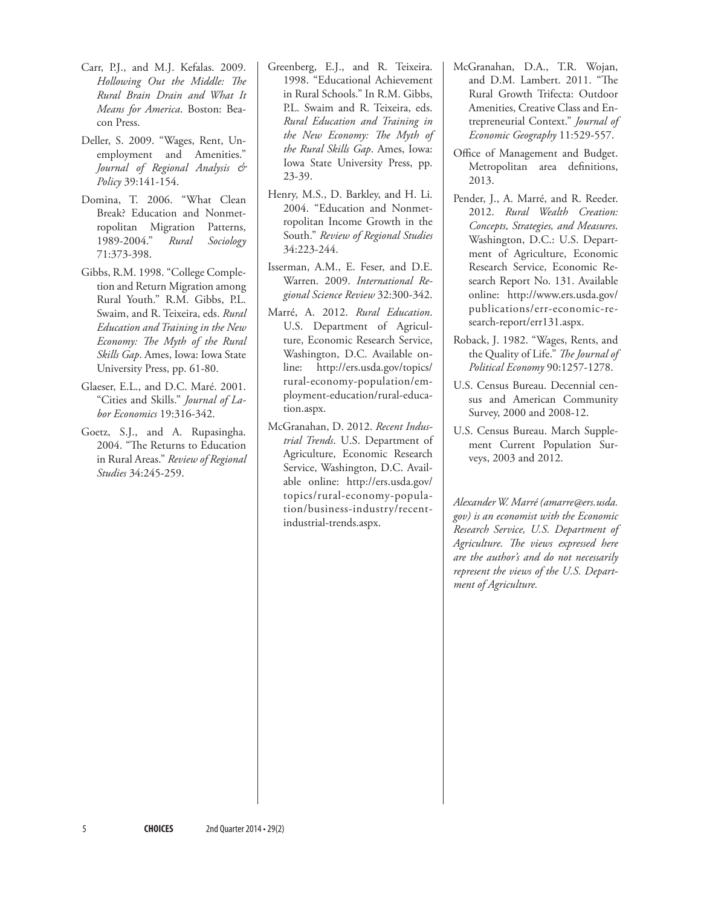Carr, P.J., and M.J. Kefalas. 2009. *Hollowing Out the Middle: The Rural Brain Drain and What It Means for America*. Boston: Beacon Press.

Deller, S. 2009. "Wages, Rent, Unemployment and Amenities." *Journal of Regional Analysis & Policy* 39:141-154.

Domina, T. 2006. "What Clean Break? Education and Nonmetropolitan Migration Patterns, 1989-2004." *Rural Sociology* 71:373-398.

Gibbs, R.M. 1998. "College Completion and Return Migration among Rural Youth." R.M. Gibbs, P.L. Swaim, and R. Teixeira, eds. *Rural Education and Training in the New Economy: The Myth of the Rural Skills Gap*. Ames, Iowa: Iowa State University Press, pp. 61-80.

Glaeser, E.L., and D.C. Maré. 2001. "Cities and Skills." *Journal of Labor Economics* 19:316-342.

Goetz, S.J., and A. Rupasingha. 2004. "The Returns to Education in Rural Areas." *Review of Regional Studies* 34:245-259.

Greenberg, E.J., and R. Teixeira. 1998. "Educational Achievement in Rural Schools." In R.M. Gibbs, P.L. Swaim and R. Teixeira, eds. *Rural Education and Training in the New Economy: The Myth of the Rural Skills Gap*. Ames, Iowa: Iowa State University Press, pp. 23-39.

Henry, M.S., D. Barkley, and H. Li. 2004. "Education and Nonmetropolitan Income Growth in the South." *Review of Regional Studies* 34:223-244.

Isserman, A.M., E. Feser, and D.E. Warren. 2009. *International Regional Science Review* 32:300-342.

Marré, A. 2012. *Rural Education*. U.S. Department of Agriculture, Economic Research Service, Washington, D.C. Available online: http://ers.usda.gov/topics/rural-economy-population/employment-education/rural-education.aspx.

McGranahan, D. 2012. *Recent Industrial Trends*. U.S. Department of Agriculture, Economic Research Service, Washington, D.C. Available online: http://ers.usda.gov/topics/rural-economy-population/business-industry/recent-industrial-trends.aspx.

McGranahan, D.A., T.R. Wojan, and D.M. Lambert. 2011. "The Rural Growth Trifecta: Outdoor Amenities, Creative Class and Entrepreneurial Context." *Journal of Economic Geography* 11:529-557.

Office of Management and Budget. Metropolitan area definitions, 2013.

Pender, J., A. Marré, and R. Reeder. 2012. *Rural Wealth Creation: Concepts, Strategies, and Measures*. Washington, D.C.: U.S. Department of Agriculture, Economic Research Service, Economic Research Report No. 131. Available online: http://www.ers.usda.gov/publications/err-economic-research-report/err131.aspx.

Roback, J. 1982. "Wages, Rents, and the Quality of Life." *The Journal of Political Economy* 90:1257-1278.

U.S. Census Bureau. Decennial census and American Community Survey, 2000 and 2008-12.

U.S. Census Bureau. March Supplement Current Population Surveys, 2003 and 2012.

*Alexander W. Marré (amarre@ers.usda.gov) is an economist with the Economic Research Service, U.S. Department of Agriculture. The views expressed here are the author's and do not necessarily represent the views of the U.S. Department of Agriculture.*